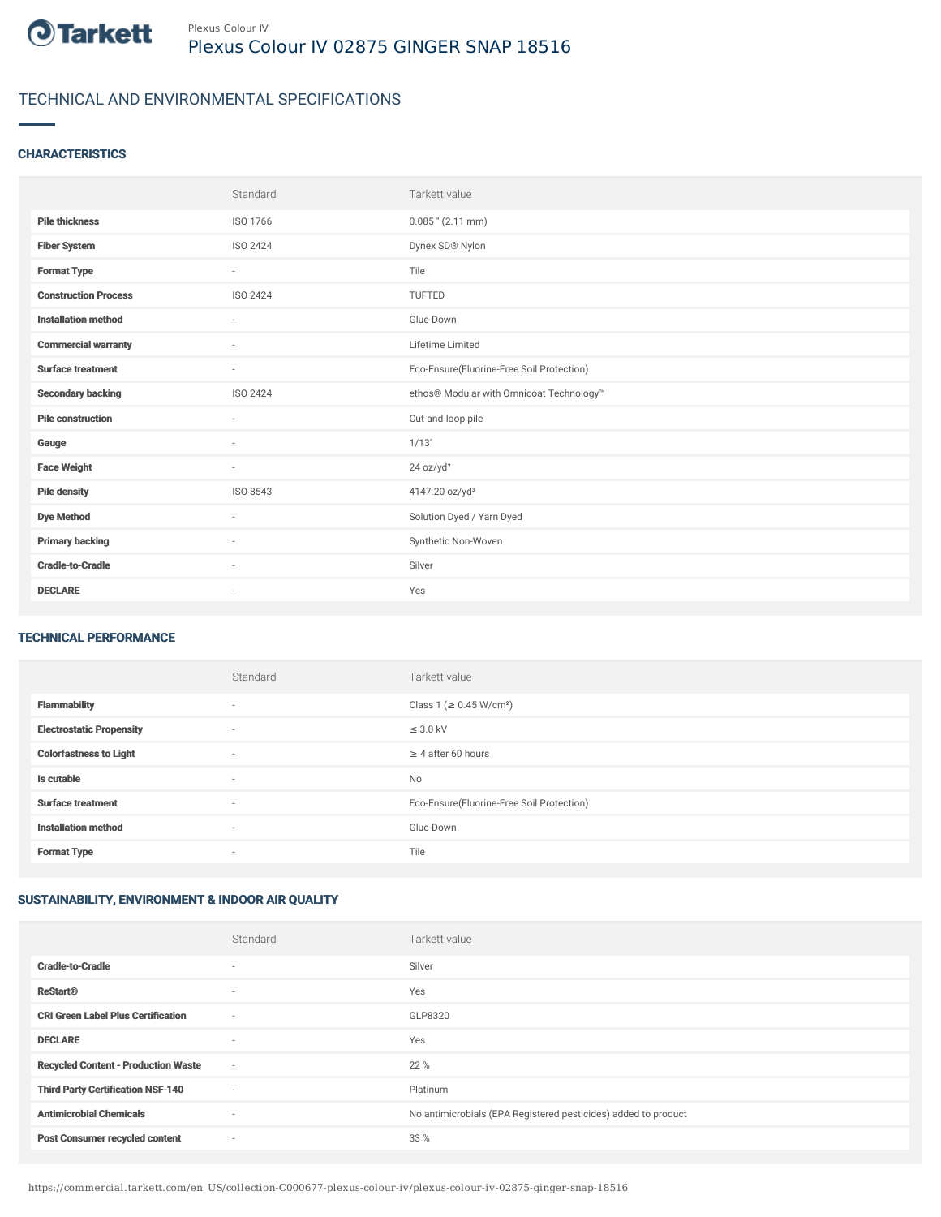Plexus Colour IV

# Plexus Colour IV 02875 GINGER SNAP 18516

## TECHNICAL AND ENVIRONMENTAL SPECIFICATIONS

### CHARACTERISTICS

| | Standard | Tarkett value |
|---|---|---|
| **Pile thickness** | ISO 1766 | 0.085 " (2.11 mm) |
| **Fiber System** | ISO 2424 | Dynex SD® Nylon |
| **Format Type** | - | Tile |
| **Construction Process** | ISO 2424 | TUFTED |
| **Installation method** | - | Glue-Down |
| **Commercial warranty** | - | Lifetime Limited |
| **Surface treatment** | - | Eco-Ensure(Fluorine-Free Soil Protection) |
| **Secondary backing** | ISO 2424 | ethos® Modular with Omnicoat Technology™ |
| **Pile construction** | - | Cut-and-loop pile |
| **Gauge** | - | 1/13" |
| **Face Weight** | - | 24 oz/yd² |
| **Pile density** | ISO 8543 | 4147.20 oz/yd³ |
| **Dye Method** | - | Solution Dyed / Yarn Dyed |
| **Primary backing** | - | Synthetic Non-Woven |
| **Cradle-to-Cradle** | - | Silver |
| **DECLARE** | - | Yes |

### TECHNICAL PERFORMANCE

| | Standard | Tarkett value |
|---|---|---|
| **Flammability** | - | Class 1 (≥ 0.45 W/cm²) |
| **Electrostatic Propensity** | - | ≤ 3.0 kV |
| **Colorfastness to Light** | - | ≥ 4 after 60 hours |
| **Is cutable** | - | No |
| **Surface treatment** | - | Eco-Ensure(Fluorine-Free Soil Protection) |
| **Installation method** | - | Glue-Down |
| **Format Type** | - | Tile |

### SUSTAINABILITY, ENVIRONMENT & INDOOR AIR QUALITY

| | Standard | Tarkett value |
|---|---|---|
| **Cradle-to-Cradle** | - | Silver |
| **ReStart®** | - | Yes |
| **CRI Green Label Plus Certification** | - | GLP8320 |
| **DECLARE** | - | Yes |
| **Recycled Content - Production Waste** | - | 22 % |
| **Third Party Certification NSF-140** | - | Platinum |
| **Antimicrobial Chemicals** | - | No antimicrobials (EPA Registered pesticides) added to product |
| **Post Consumer recycled content** | - | 33 % |

https://commercial.tarkett.com/en_US/collection-C000677-plexus-colour-iv/plexus-colour-iv-02875-ginger-snap-18516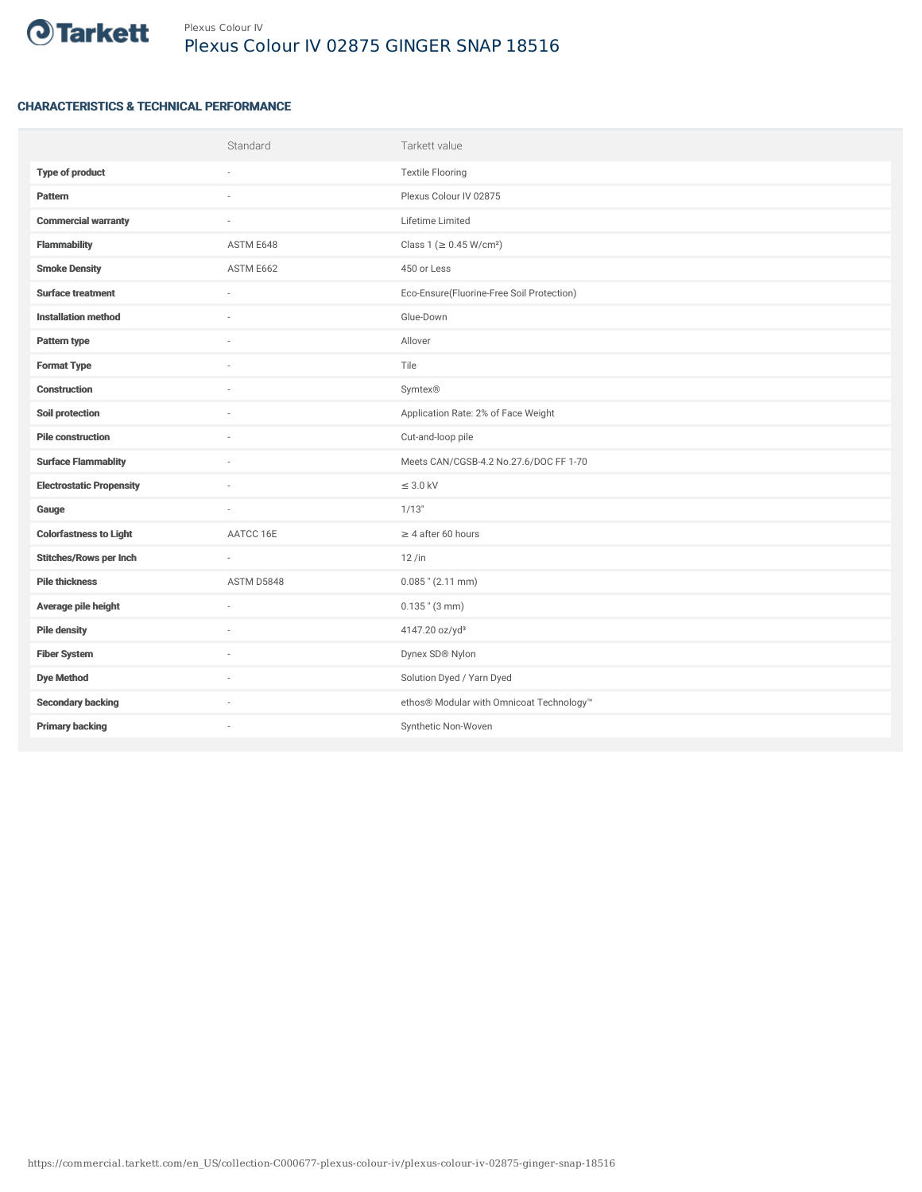Tarkett

Plexus Colour IV

# Plexus Colour IV 02875 GINGER SNAP 18516

## CHARACTERISTICS & TECHNICAL PERFORMANCE

| | Standard | Tarkett value |
|---|---|---|
| **Type of product** | - | Textile Flooring |
| **Pattern** | - | Plexus Colour IV 02875 |
| **Commercial warranty** | - | Lifetime Limited |
| **Flammability** | ASTM E648 | Class 1 (≥ 0.45 W/cm²) |
| **Smoke Density** | ASTM E662 | 450 or Less |
| **Surface treatment** | - | Eco-Ensure(Fluorine-Free Soil Protection) |
| **Installation method** | - | Glue-Down |
| **Pattern type** | - | Allover |
| **Format Type** | - | Tile |
| **Construction** | - | Symtex® |
| **Soil protection** | - | Application Rate: 2% of Face Weight |
| **Pile construction** | - | Cut-and-loop pile |
| **Surface Flammablity** | - | Meets CAN/CGSB-4.2 No.27.6/DOC FF 1-70 |
| **Electrostatic Propensity** | - | ≤ 3.0 kV |
| **Gauge** | - | 1/13" |
| **Colorfastness to Light** | AATCC 16E | ≥ 4 after 60 hours |
| **Stitches/Rows per Inch** | - | 12 /in |
| **Pile thickness** | ASTM D5848 | 0.085 " (2.11 mm) |
| **Average pile height** | - | 0.135 " (3 mm) |
| **Pile density** | - | 4147.20 oz/yd³ |
| **Fiber System** | - | Dynex SD® Nylon |
| **Dye Method** | - | Solution Dyed / Yarn Dyed |
| **Secondary backing** | - | ethos® Modular with Omnicoat Technology™ |
| **Primary backing** | - | Synthetic Non-Woven |

https://commercial.tarkett.com/en_US/collection-C000677-plexus-colour-iv/plexus-colour-iv-02875-ginger-snap-18516